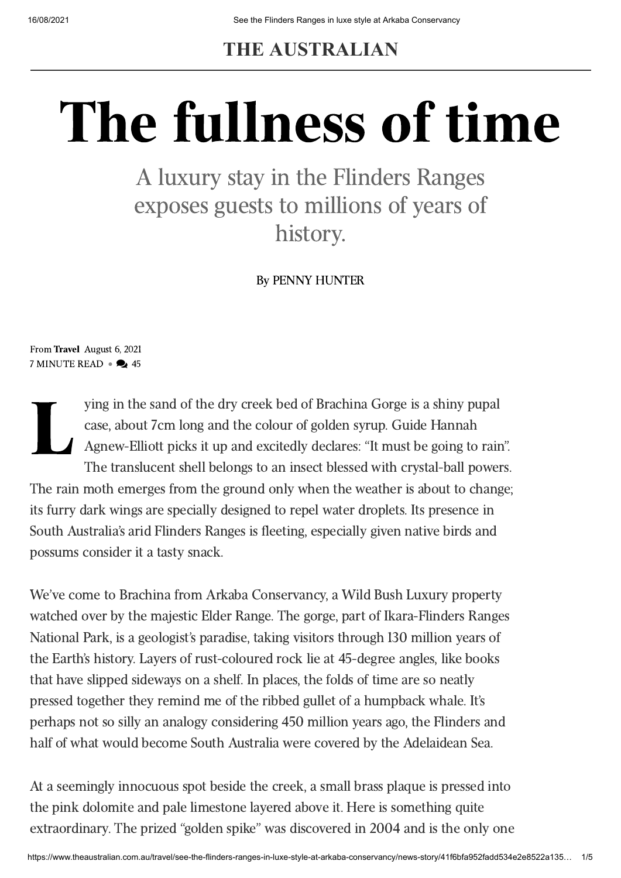**THE AUSTRALIAN**

# The fullness of time

## A luxury stay in the Flinders Ranges exposes guests to millions of years of history.

By PENNY HUNTER

From **Travel** August 6, 2021
7 MINUTE READ • 45

Lying in the sand of the dry creek bed of Brachina Gorge is a shiny pupal case, about 7cm long and the colour of golden syrup. Guide Hannah Agnew-Elliott picks it up and excitedly declares: "It must be going to rain". The translucent shell belongs to an insect blessed with crystal-ball powers. The rain moth emerges from the ground only when the weather is about to change; its furry dark wings are specially designed to repel water droplets. Its presence in South Australia's arid Flinders Ranges is fleeting, especially given native birds and possums consider it a tasty snack.

We've come to Brachina from Arkaba Conservancy, a Wild Bush Luxury property watched over by the majestic Elder Range. The gorge, part of Ikara-Flinders Ranges National Park, is a geologist's paradise, taking visitors through 130 million years of the Earth's history. Layers of rust-coloured rock lie at 45-degree angles, like books that have slipped sideways on a shelf. In places, the folds of time are so neatly pressed together they remind me of the ribbed gullet of a humpback whale. It's perhaps not so silly an analogy considering 450 million years ago, the Flinders and half of what would become South Australia were covered by the Adelaidean Sea.

At a seemingly innocuous spot beside the creek, a small brass plaque is pressed into the pink dolomite and pale limestone layered above it. Here is something quite extraordinary. The prized "golden spike" was discovered in 2004 and is the only one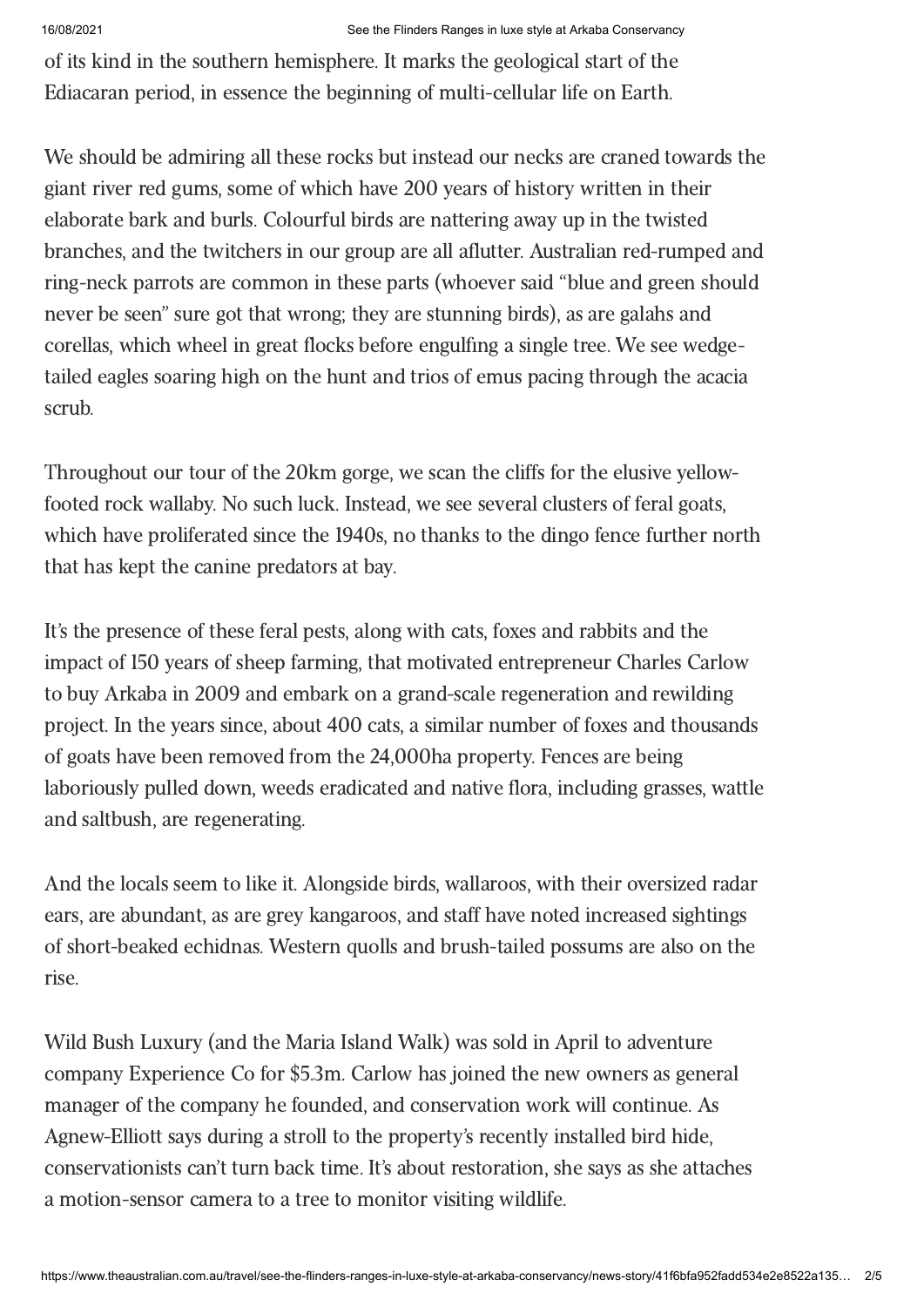of its kind in the southern hemisphere. It marks the geological start of the Ediacaran period, in essence the beginning of multi-cellular life on Earth.

We should be admiring all these rocks but instead our necks are craned towards the giant river red gums, some of which have 200 years of history written in their elaborate bark and burls. Colourful birds are nattering away up in the twisted branches, and the twitchers in our group are all aflutter. Australian red-rumped and ring-neck parrots are common in these parts (whoever said "blue and green should never be seen" sure got that wrong; they are stunning birds), as are galahs and corellas, which wheel in great flocks before engulfing a single tree. We see wedge-tailed eagles soaring high on the hunt and trios of emus pacing through the acacia scrub.

Throughout our tour of the 20km gorge, we scan the cliffs for the elusive yellow-footed rock wallaby. No such luck. Instead, we see several clusters of feral goats, which have proliferated since the 1940s, no thanks to the dingo fence further north that has kept the canine predators at bay.

It's the presence of these feral pests, along with cats, foxes and rabbits and the impact of 150 years of sheep farming, that motivated entrepreneur Charles Carlow to buy Arkaba in 2009 and embark on a grand-scale regeneration and rewilding project. In the years since, about 400 cats, a similar number of foxes and thousands of goats have been removed from the 24,000ha property. Fences are being laboriously pulled down, weeds eradicated and native flora, including grasses, wattle and saltbush, are regenerating.

And the locals seem to like it. Alongside birds, wallaroos, with their oversized radar ears, are abundant, as are grey kangaroos, and staff have noted increased sightings of short-beaked echidnas. Western quolls and brush-tailed possums are also on the rise.

Wild Bush Luxury (and the Maria Island Walk) was sold in April to adventure company Experience Co for $5.3m. Carlow has joined the new owners as general manager of the company he founded, and conservation work will continue. As Agnew-Elliott says during a stroll to the property's recently installed bird hide, conservationists can't turn back time. It's about restoration, she says as she attaches a motion-sensor camera to a tree to monitor visiting wildlife.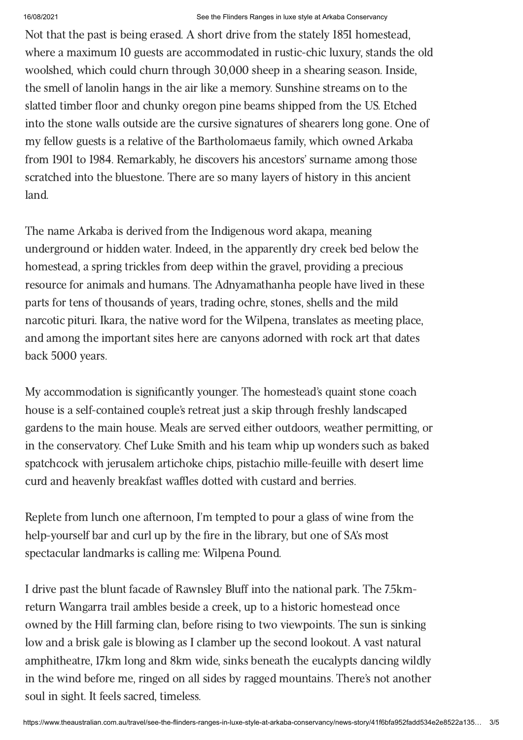Not that the past is being erased. A short drive from the stately 1851 homestead, where a maximum 10 guests are accommodated in rustic-chic luxury, stands the old woolshed, which could churn through 30,000 sheep in a shearing season. Inside, the smell of lanolin hangs in the air like a memory. Sunshine streams on to the slatted timber floor and chunky oregon pine beams shipped from the US. Etched into the stone walls outside are the cursive signatures of shearers long gone. One of my fellow guests is a relative of the Bartholomaeus family, which owned Arkaba from 1901 to 1984. Remarkably, he discovers his ancestors' surname among those scratched into the bluestone. There are so many layers of history in this ancient land.

The name Arkaba is derived from the Indigenous word akapa, meaning underground or hidden water. Indeed, in the apparently dry creek bed below the homestead, a spring trickles from deep within the gravel, providing a precious resource for animals and humans. The Adnyamathanha people have lived in these parts for tens of thousands of years, trading ochre, stones, shells and the mild narcotic pituri. Ikara, the native word for the Wilpena, translates as meeting place, and among the important sites here are canyons adorned with rock art that dates back 5000 years.

My accommodation is significantly younger. The homestead's quaint stone coach house is a self-contained couple's retreat just a skip through freshly landscaped gardens to the main house. Meals are served either outdoors, weather permitting, or in the conservatory. Chef Luke Smith and his team whip up wonders such as baked spatchcock with jerusalem artichoke chips, pistachio mille-feuille with desert lime curd and heavenly breakfast waffles dotted with custard and berries.

Replete from lunch one afternoon, I'm tempted to pour a glass of wine from the help-yourself bar and curl up by the fire in the library, but one of SA's most spectacular landmarks is calling me: Wilpena Pound.

I drive past the blunt facade of Rawnsley Bluff into the national park. The 7.5km-return Wangarra trail ambles beside a creek, up to a historic homestead once owned by the Hill farming clan, before rising to two viewpoints. The sun is sinking low and a brisk gale is blowing as I clamber up the second lookout. A vast natural amphitheatre, 17km long and 8km wide, sinks beneath the eucalypts dancing wildly in the wind before me, ringed on all sides by ragged mountains. There's not another soul in sight. It feels sacred, timeless.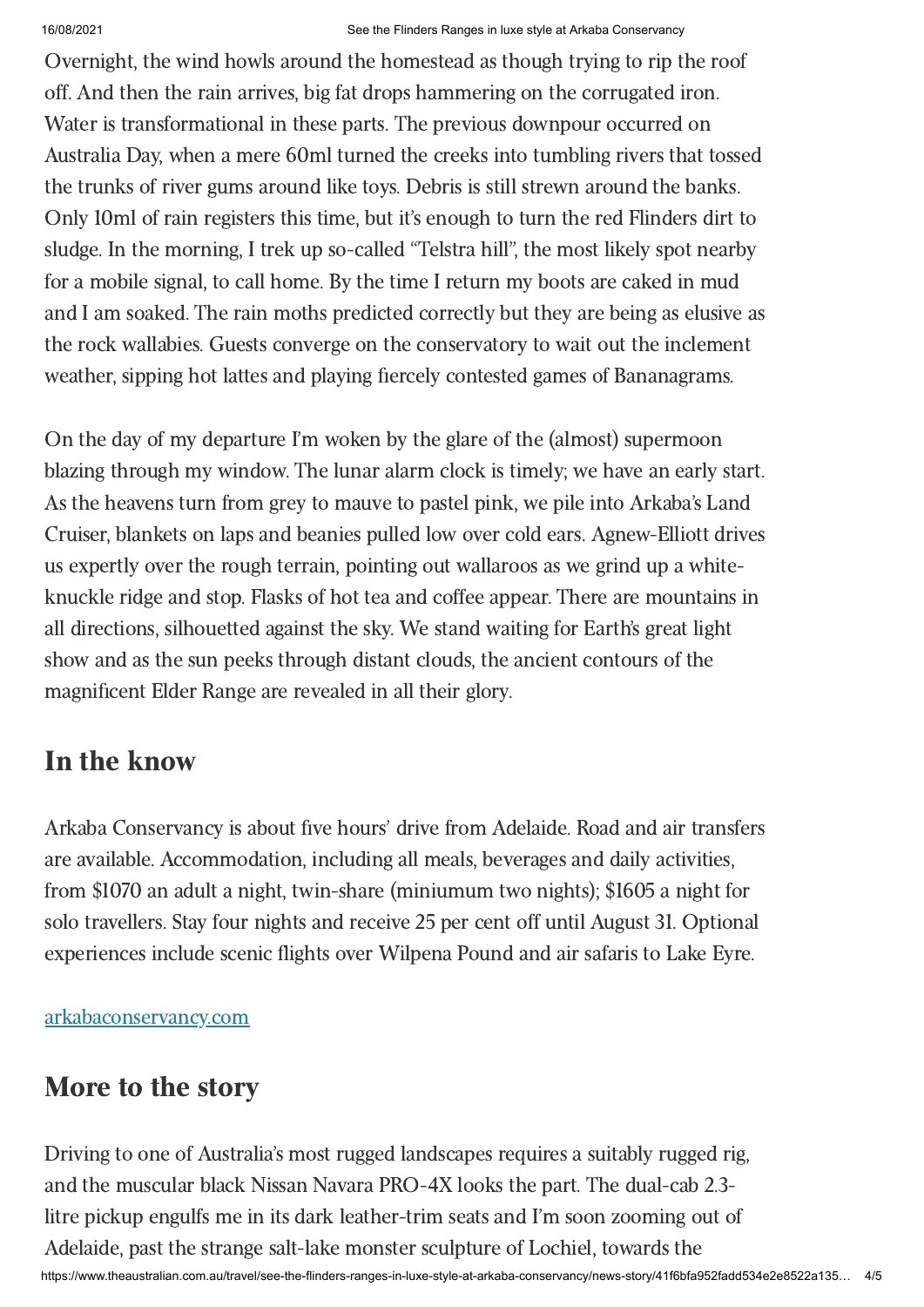Overnight, the wind howls around the homestead as though trying to rip the roof off. And then the rain arrives, big fat drops hammering on the corrugated iron. Water is transformational in these parts. The previous downpour occurred on Australia Day, when a mere 60ml turned the creeks into tumbling rivers that tossed the trunks of river gums around like toys. Debris is still strewn around the banks. Only 10ml of rain registers this time, but it's enough to turn the red Flinders dirt to sludge. In the morning, I trek up so-called "Telstra hill", the most likely spot nearby for a mobile signal, to call home. By the time I return my boots are caked in mud and I am soaked. The rain moths predicted correctly but they are being as elusive as the rock wallabies. Guests converge on the conservatory to wait out the inclement weather, sipping hot lattes and playing fiercely contested games of Bananagrams.

On the day of my departure I'm woken by the glare of the (almost) supermoon blazing through my window. The lunar alarm clock is timely; we have an early start. As the heavens turn from grey to mauve to pastel pink, we pile into Arkaba's Land Cruiser, blankets on laps and beanies pulled low over cold ears. Agnew-Elliott drives us expertly over the rough terrain, pointing out wallaroos as we grind up a white-knuckle ridge and stop. Flasks of hot tea and coffee appear. There are mountains in all directions, silhouetted against the sky. We stand waiting for Earth's great light show and as the sun peeks through distant clouds, the ancient contours of the magnificent Elder Range are revealed in all their glory.

## In the know

Arkaba Conservancy is about five hours' drive from Adelaide. Road and air transfers are available. Accommodation, including all meals, beverages and daily activities, from $1070 an adult a night, twin-share (miniumum two nights); $1605 a night for solo travellers. Stay four nights and receive 25 per cent off until August 31. Optional experiences include scenic flights over Wilpena Pound and air safaris to Lake Eyre.

[arkabaconservancy.com](arkabaconservancy.com)

## More to the story

Driving to one of Australia's most rugged landscapes requires a suitably rugged rig, and the muscular black Nissan Navara PRO-4X looks the part. The dual-cab 2.3-litre pickup engulfs me in its dark leather-trim seats and I'm soon zooming out of Adelaide, past the strange salt-lake monster sculpture of Lochiel, towards the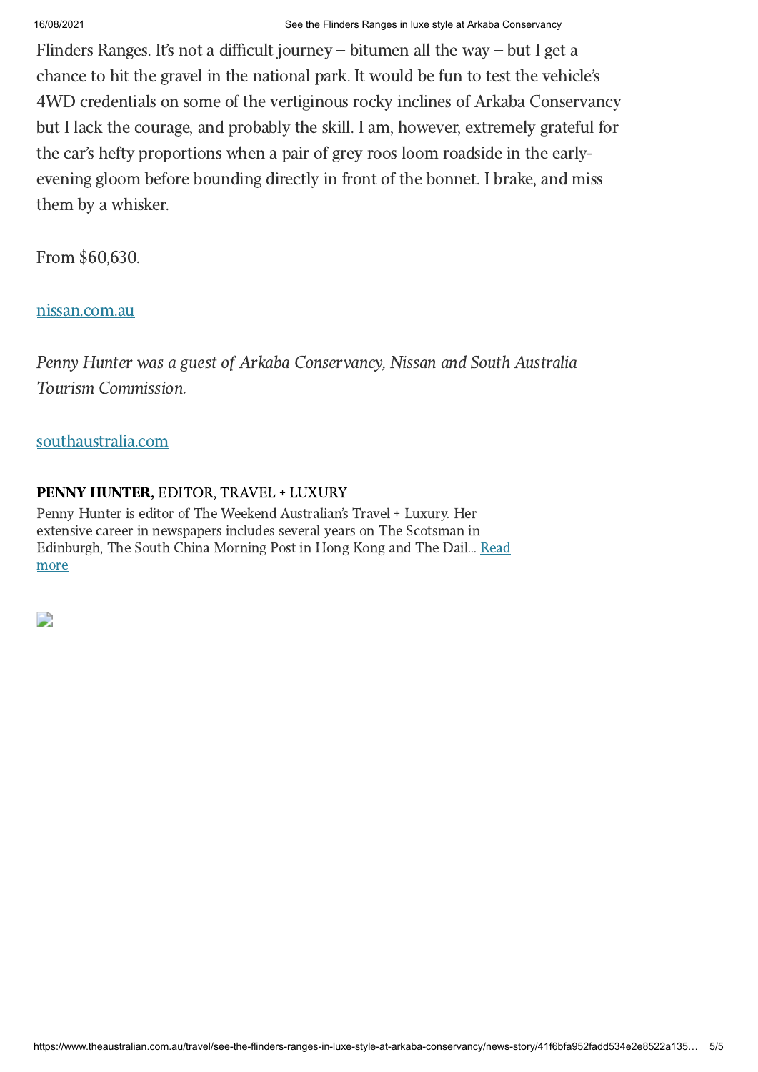Flinders Ranges. It's not a difficult journey – bitumen all the way – but I get a chance to hit the gravel in the national park. It would be fun to test the vehicle's 4WD credentials on some of the vertiginous rocky inclines of Arkaba Conservancy but I lack the courage, and probably the skill. I am, however, extremely grateful for the car's hefty proportions when a pair of grey roos loom roadside in the early-evening gloom before bounding directly in front of the bonnet. I brake, and miss them by a whisker.

From $60,630.

[nissan.com.au](nissan.com.au)

*Penny Hunter was a guest of Arkaba Conservancy, Nissan and South Australia Tourism Commission.*

[southaustralia.com](southaustralia.com)

**PENNY HUNTER,** EDITOR, TRAVEL + LUXURY

Penny Hunter is editor of The Weekend Australian's Travel + Luxury. Her extensive career in newspapers includes several years on The Scotsman in Edinburgh, The South China Morning Post in Hong Kong and The Dail... Read more